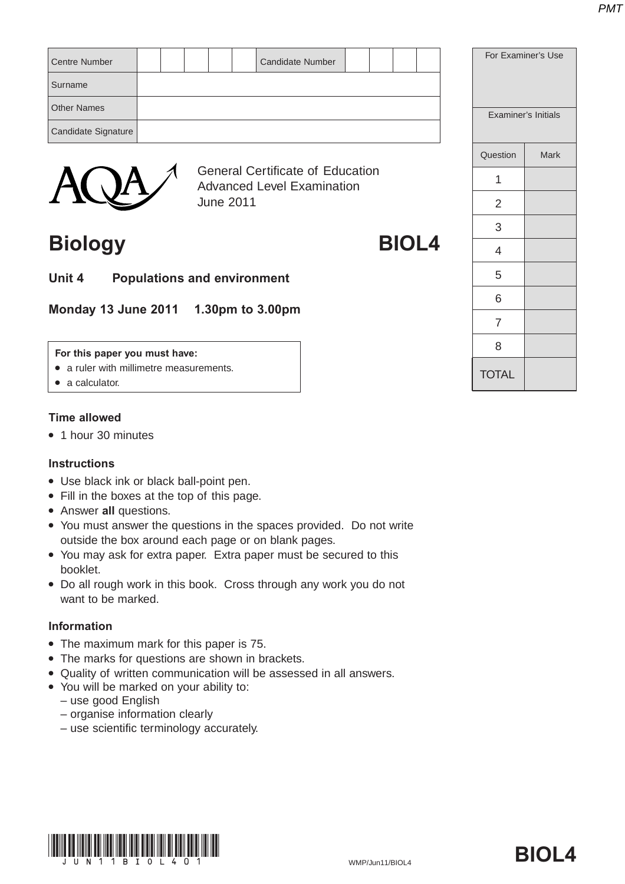| Centre Number | | | | | | Candidate Number | | | | |
|---|---|---|---|---|---|---|---|---|---|---|
| Surname | | | | | | | | | | |
| Other Names | | | | | | | | | | |
| Candidate Signature | | | | | | | | | | |

| For Examiner's Use | |
|---|---|
| Examiner's Initials | |
| Question | Mark |
| 1 | |
| 2 | |
| 3 | |
| 4 | |
| 5 | |
| 6 | |
| 7 | |
| 8 | |
| TOTAL | |

AQA

General Certificate of Education
Advanced Level Examination
June 2011

# Biology BIOL4

## Unit 4 Populations and environment

**Monday 13 June 2011 1.30pm to 3.00pm**

**For this paper you must have:**
- a ruler with millimetre measurements.
- a calculator.

### Time allowed
- 1 hour 30 minutes

### Instructions
- Use black ink or black ball-point pen.
- Fill in the boxes at the top of this page.
- Answer **all** questions.
- You must answer the questions in the spaces provided. Do not write outside the box around each page or on blank pages.
- You may ask for extra paper. Extra paper must be secured to this booklet.
- Do all rough work in this book. Cross through any work you do not want to be marked.

### Information
- The maximum mark for this paper is 75.
- The marks for questions are shown in brackets.
- Quality of written communication will be assessed in all answers.
- You will be marked on your ability to:
  – use good English
  – organise information clearly
  – use scientific terminology accurately.

WMP/Jun11/BIOL4

**BIOL4**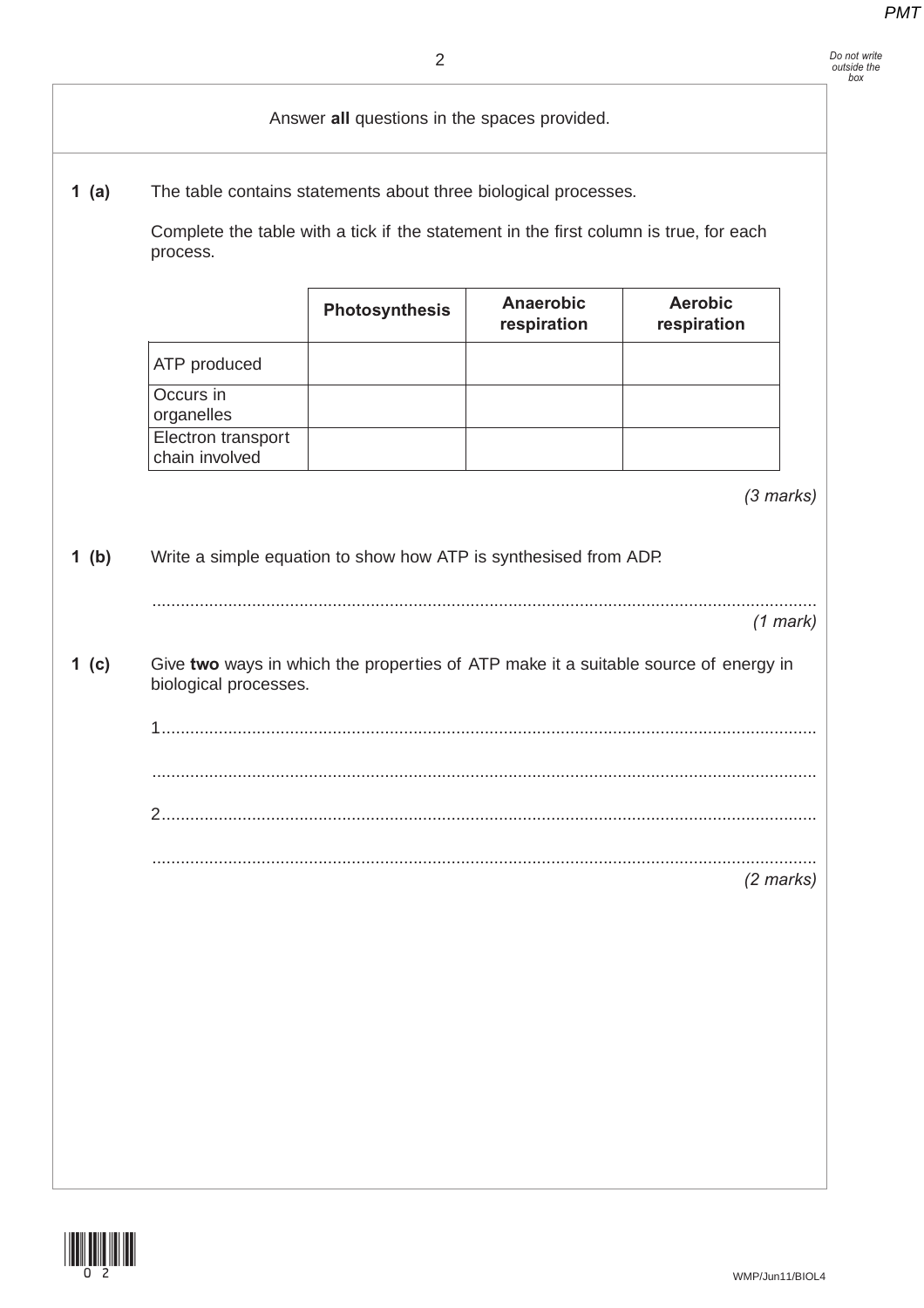Answer **all** questions in the spaces provided.

**1 (a)** The table contains statements about three biological processes.

Complete the table with a tick if the statement in the first column is true, for each process.

| | Photosynthesis | Anaerobic respiration | Aerobic respiration |
|---|---|---|---|
| ATP produced | | | |
| Occurs in organelles | | | |
| Electron transport chain involved | | | |

*(3 marks)*

**1 (b)** Write a simple equation to show how ATP is synthesised from ADP.

.......................................................................................................................................

*(1 mark)*

**1 (c)** Give **two** ways in which the properties of ATP make it a suitable source of energy in biological processes.

1.....................................................................................................................................

.......................................................................................................................................

2.....................................................................................................................................

.......................................................................................................................................

*(2 marks)*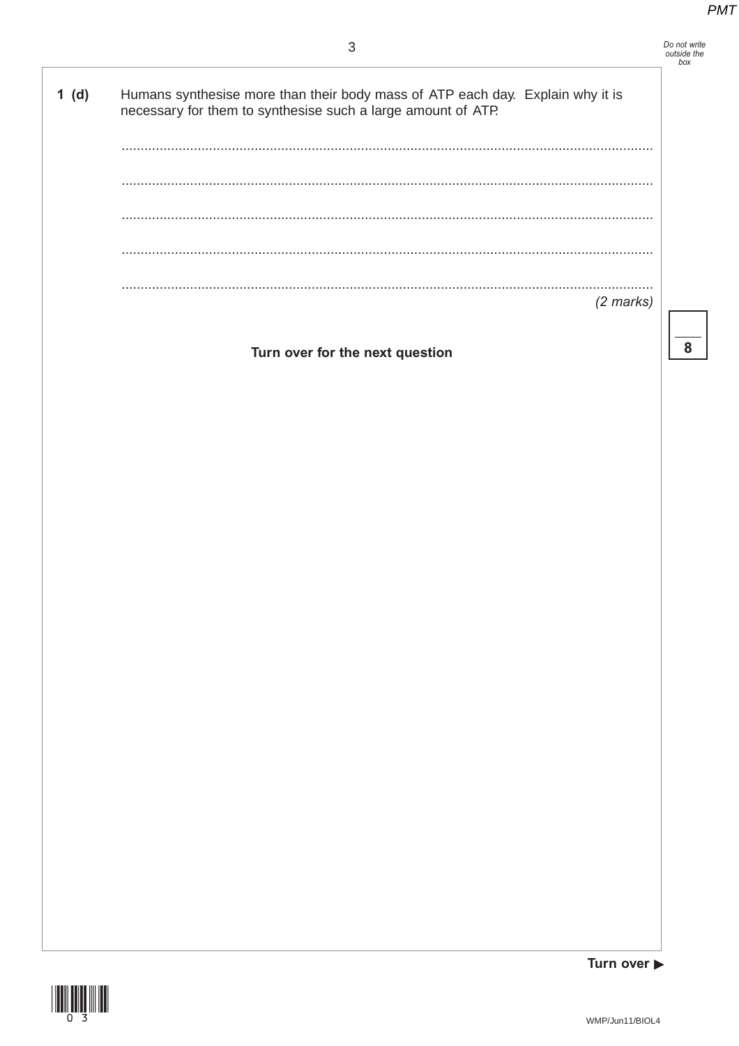**1 (d)** Humans synthesise more than their body mass of ATP each day. Explain why it is necessary for them to synthesise such a large amount of ATP.

.............................................................................................................................................

.............................................................................................................................................

.............................................................................................................................................

.............................................................................................................................................

.............................................................................................................................................

*(2 marks)*

**Turn over for the next question**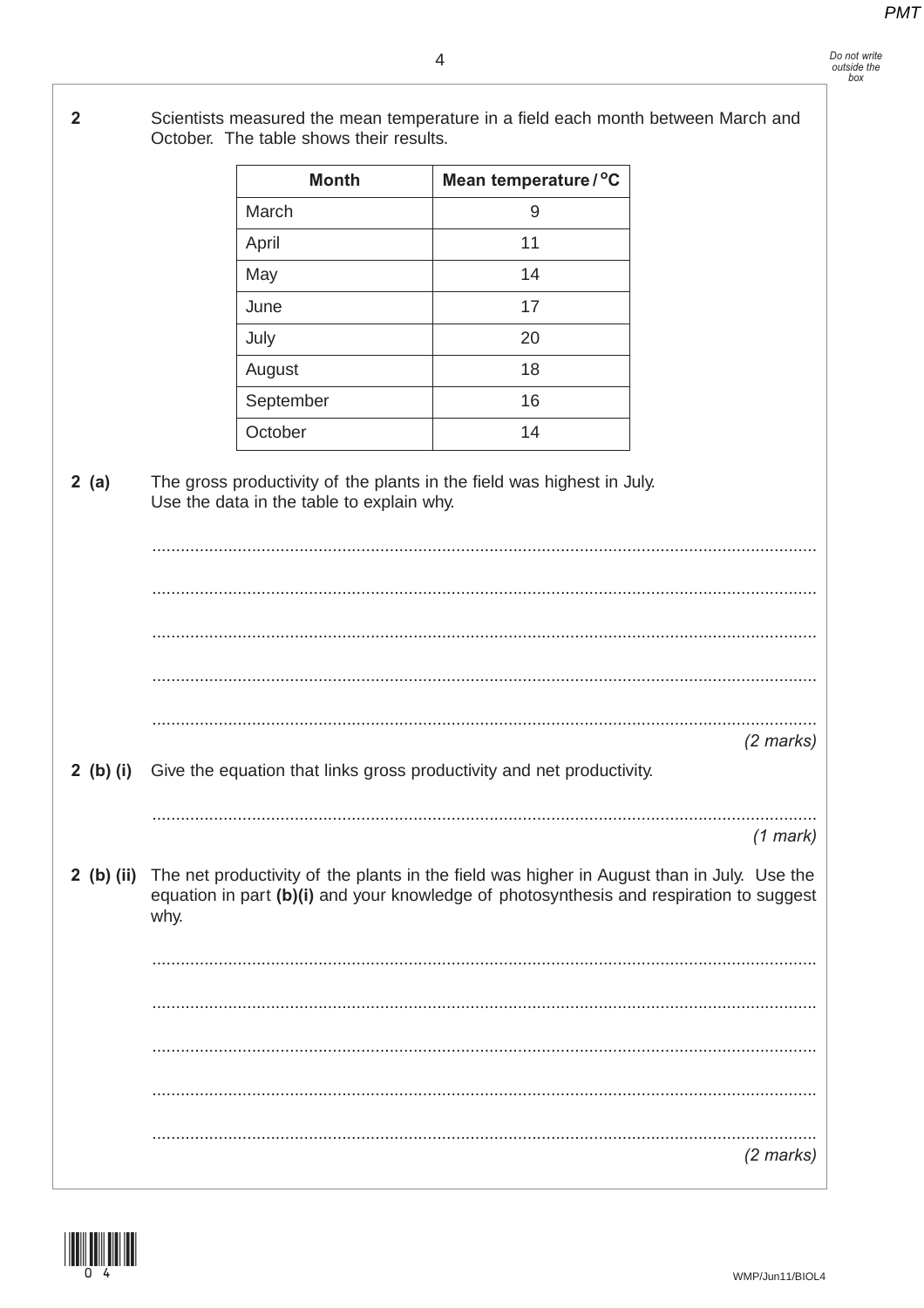**2** Scientists measured the mean temperature in a field each month between March and October. The table shows their results.

| Month | Mean temperature / °C |
|---|---|
| March | 9 |
| April | 11 |
| May | 14 |
| June | 17 |
| July | 20 |
| August | 18 |
| September | 16 |
| October | 14 |

**2 (a)** The gross productivity of the plants in the field was highest in July. Use the data in the table to explain why.

.............................................................................................................................................

.............................................................................................................................................

.............................................................................................................................................

.............................................................................................................................................

.............................................................................................................................................

*(2 marks)*

**2 (b) (i)** Give the equation that links gross productivity and net productivity.

.............................................................................................................................................

*(1 mark)*

**2 (b) (ii)** The net productivity of the plants in the field was higher in August than in July. Use the equation in part **(b)(i)** and your knowledge of photosynthesis and respiration to suggest why.

.............................................................................................................................................

.............................................................................................................................................

.............................................................................................................................................

.............................................................................................................................................

.............................................................................................................................................

*(2 marks)*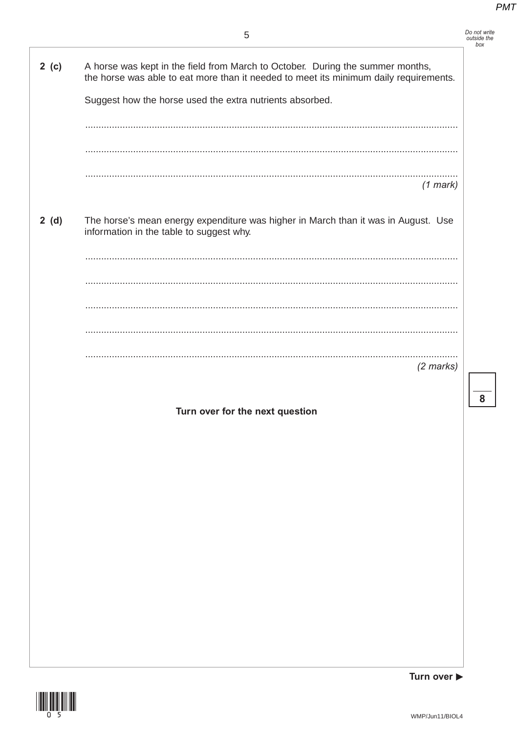**2 (c)** A horse was kept in the field from March to October. During the summer months, the horse was able to eat more than it needed to meet its minimum daily requirements.

Suggest how the horse used the extra nutrients absorbed.

.............................................................................................................................................

.............................................................................................................................................

.............................................................................................................................................

*(1 mark)*

**2 (d)** The horse's mean energy expenditure was higher in March than it was in August. Use information in the table to suggest why.

.............................................................................................................................................

.............................................................................................................................................

.............................................................................................................................................

.............................................................................................................................................

.............................................................................................................................................

*(2 marks)*

**8**

**Turn over for the next question**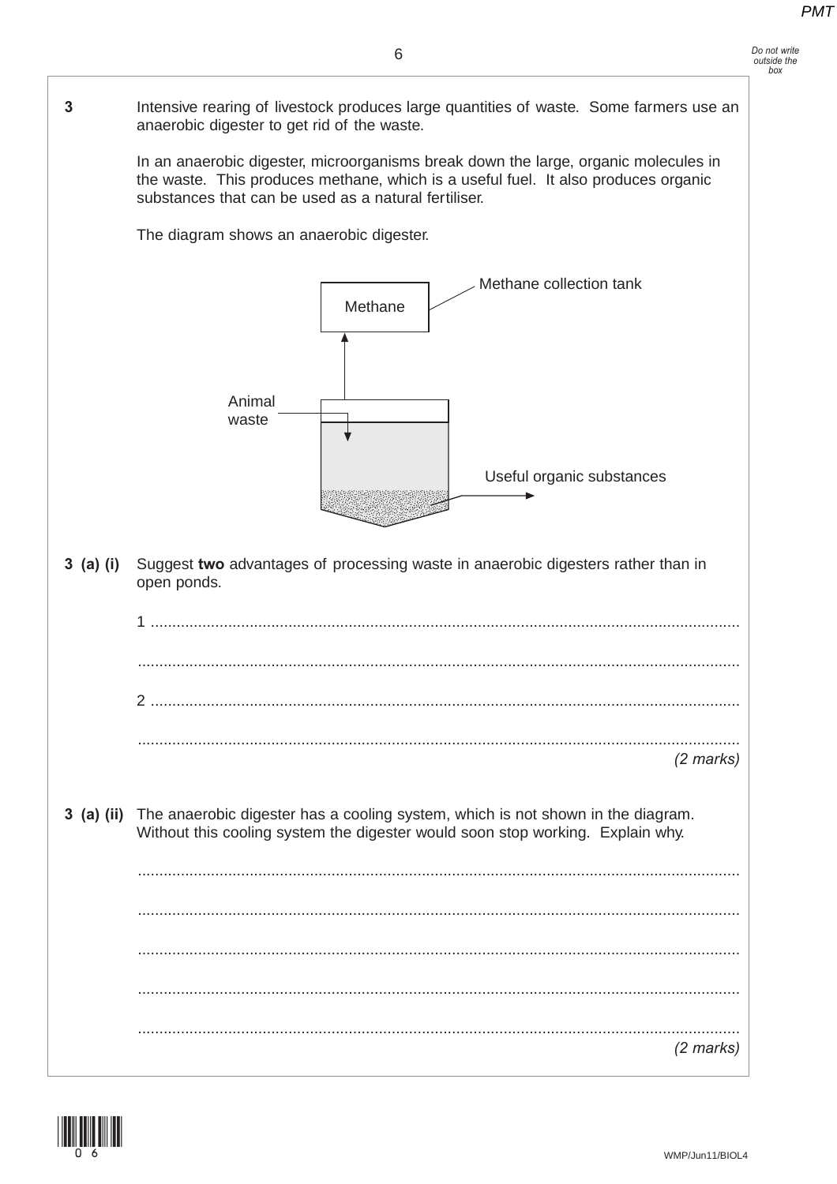**3** Intensive rearing of livestock produces large quantities of waste. Some farmers use an anaerobic digester to get rid of the waste.

In an anaerobic digester, microorganisms break down the large, organic molecules in the waste. This produces methane, which is a useful fuel. It also produces organic substances that can be used as a natural fertiliser.

The diagram shows an anaerobic digester.

Methane collection tank

Methane

Animal waste

Useful organic substances

**3 (a) (i)** Suggest **two** advantages of processing waste in anaerobic digesters rather than in open ponds.

1 ..........................................................................................................................

..........................................................................................................................

2 ..........................................................................................................................

..........................................................................................................................

*(2 marks)*

**3 (a) (ii)** The anaerobic digester has a cooling system, which is not shown in the diagram. Without this cooling system the digester would soon stop working. Explain why.

..........................................................................................................................

..........................................................................................................................

..........................................................................................................................

..........................................................................................................................

..........................................................................................................................

*(2 marks)*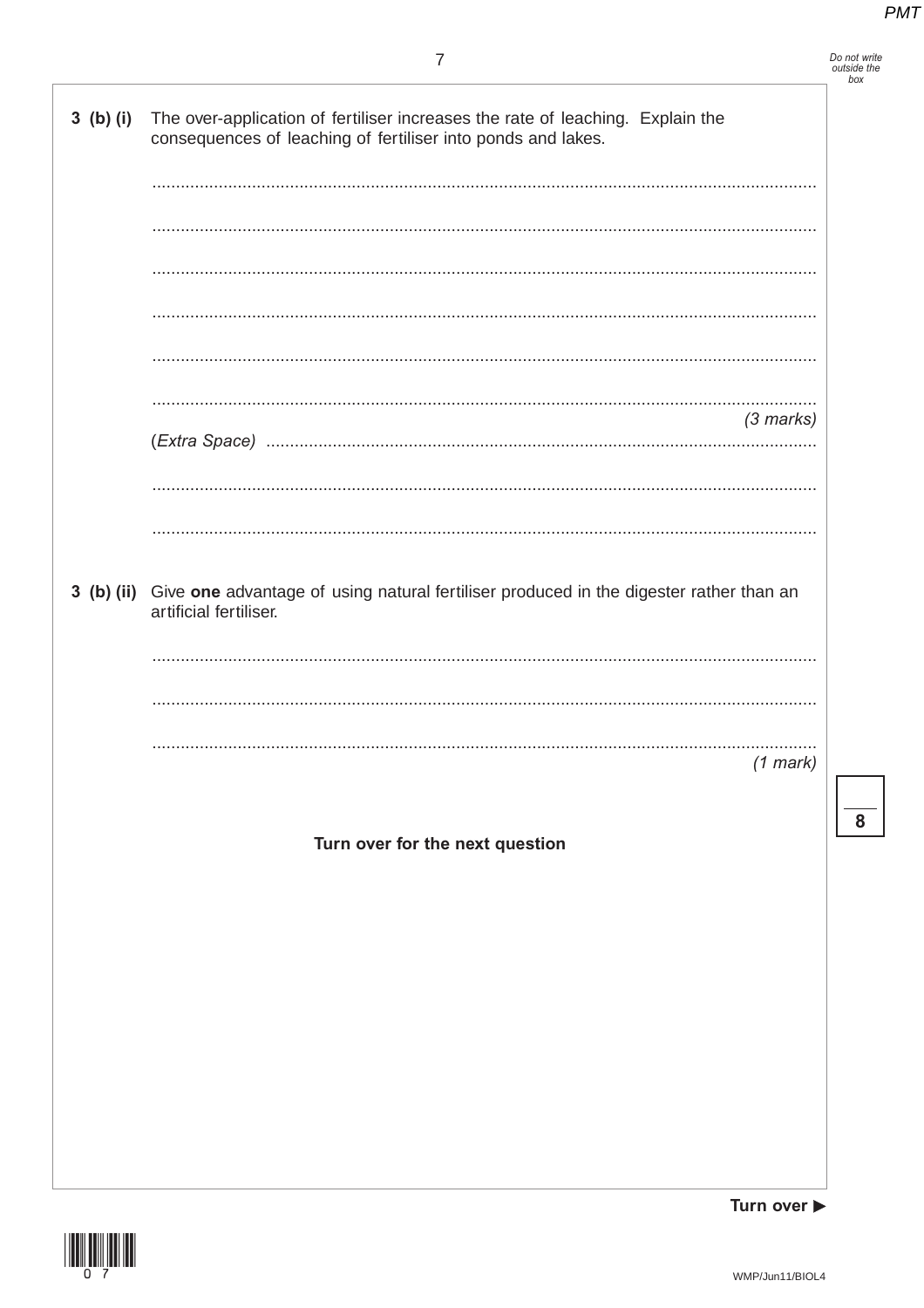**3 (b) (i)** The over-application of fertiliser increases the rate of leaching. Explain the consequences of leaching of fertiliser into ponds and lakes.

.............................................................................................................................................

.............................................................................................................................................

.............................................................................................................................................

.............................................................................................................................................

.............................................................................................................................................

.............................................................................................................................................

*(3 marks)*

(*Extra Space*) ..........................................................................................................................

.............................................................................................................................................

.............................................................................................................................................

**3 (b) (ii)** Give **one** advantage of using natural fertiliser produced in the digester rather than an artificial fertiliser.

.............................................................................................................................................

.............................................................................................................................................

.............................................................................................................................................

*(1 mark)*

**Turn over for the next question**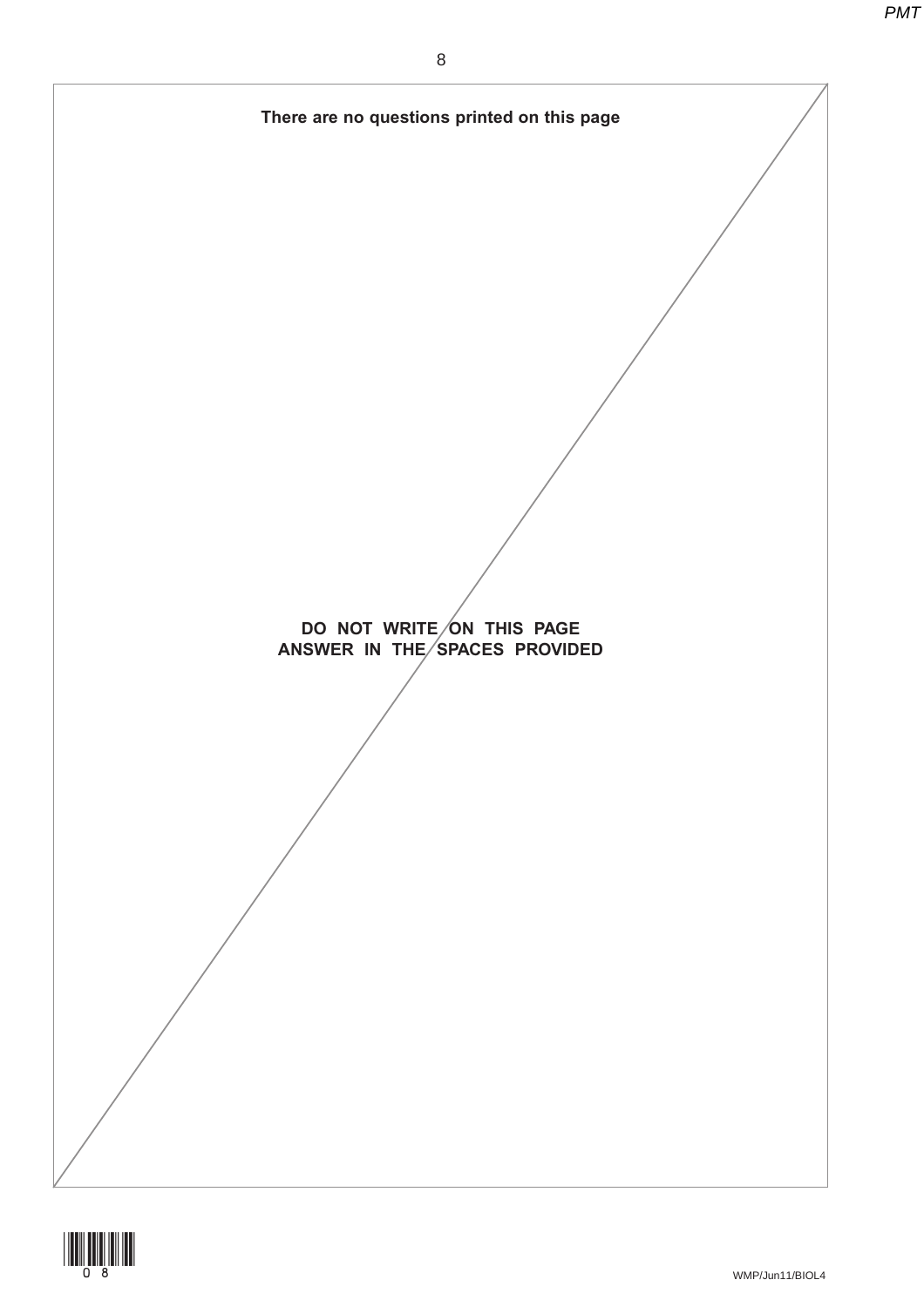**There are no questions printed on this page**

**DO NOT WRITE ON THIS PAGE**
**ANSWER IN THE SPACES PROVIDED**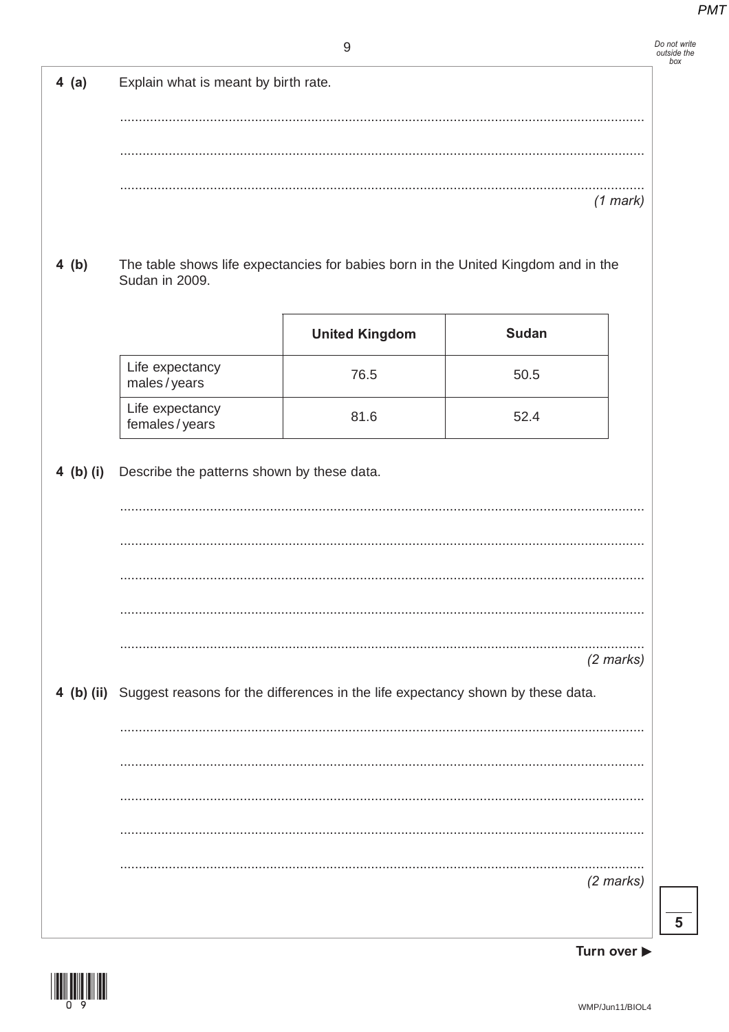**4 (a)** Explain what is meant by birth rate.

.............................................................................................................................................

.............................................................................................................................................

.............................................................................................................................................

*(1 mark)*

**4 (b)** The table shows life expectancies for babies born in the United Kingdom and in the Sudan in 2009.

| | **United Kingdom** | **Sudan** |
|---|---|---|
| Life expectancy males / years | 76.5 | 50.5 |
| Life expectancy females / years | 81.6 | 52.4 |

**4 (b) (i)** Describe the patterns shown by these data.

.............................................................................................................................................

.............................................................................................................................................

.............................................................................................................................................

.............................................................................................................................................

.............................................................................................................................................

*(2 marks)*

**4 (b) (ii)** Suggest reasons for the differences in the life expectancy shown by these data.

.............................................................................................................................................

.............................................................................................................................................

.............................................................................................................................................

.............................................................................................................................................

.............................................................................................................................................

*(2 marks)*

**Turn over ▶**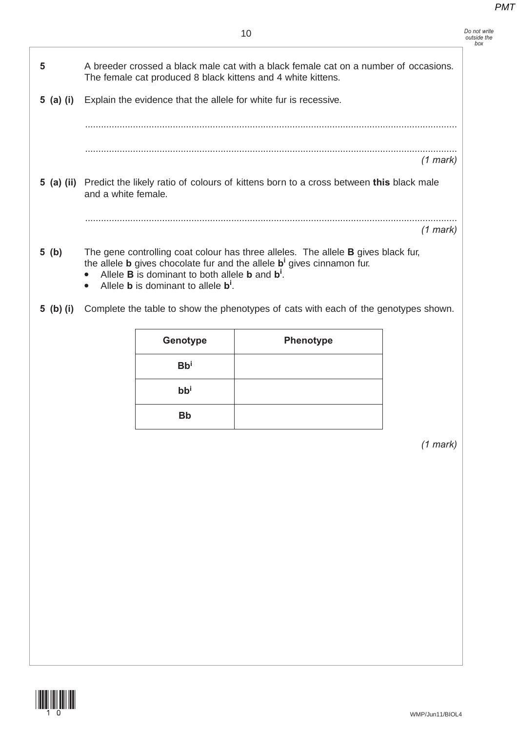**5** A breeder crossed a black male cat with a black female cat on a number of occasions. The female cat produced 8 black kittens and 4 white kittens.

**5 (a) (i)** Explain the evidence that the allele for white fur is recessive.

............................................................................................................................................

............................................................................................................................................

*(1 mark)*

**5 (a) (ii)** Predict the likely ratio of colours of kittens born to a cross between **this** black male and a white female.

............................................................................................................................................

*(1 mark)*

**5 (b)** The gene controlling coat colour has three alleles. The allele **B** gives black fur, the allele **b** gives chocolate fur and the allele **b$^{i}$** gives cinnamon fur.

- Allele **B** is dominant to both allele **b** and **b$^{i}$**.
- Allele **b** is dominant to allele **b$^{i}$**.

**5 (b) (i)** Complete the table to show the phenotypes of cats with each of the genotypes shown.

| Genotype | Phenotype |
|---|---|
| **Bb$^{i}$** | |
| **bb$^{i}$** | |
| **Bb** | |

*(1 mark)*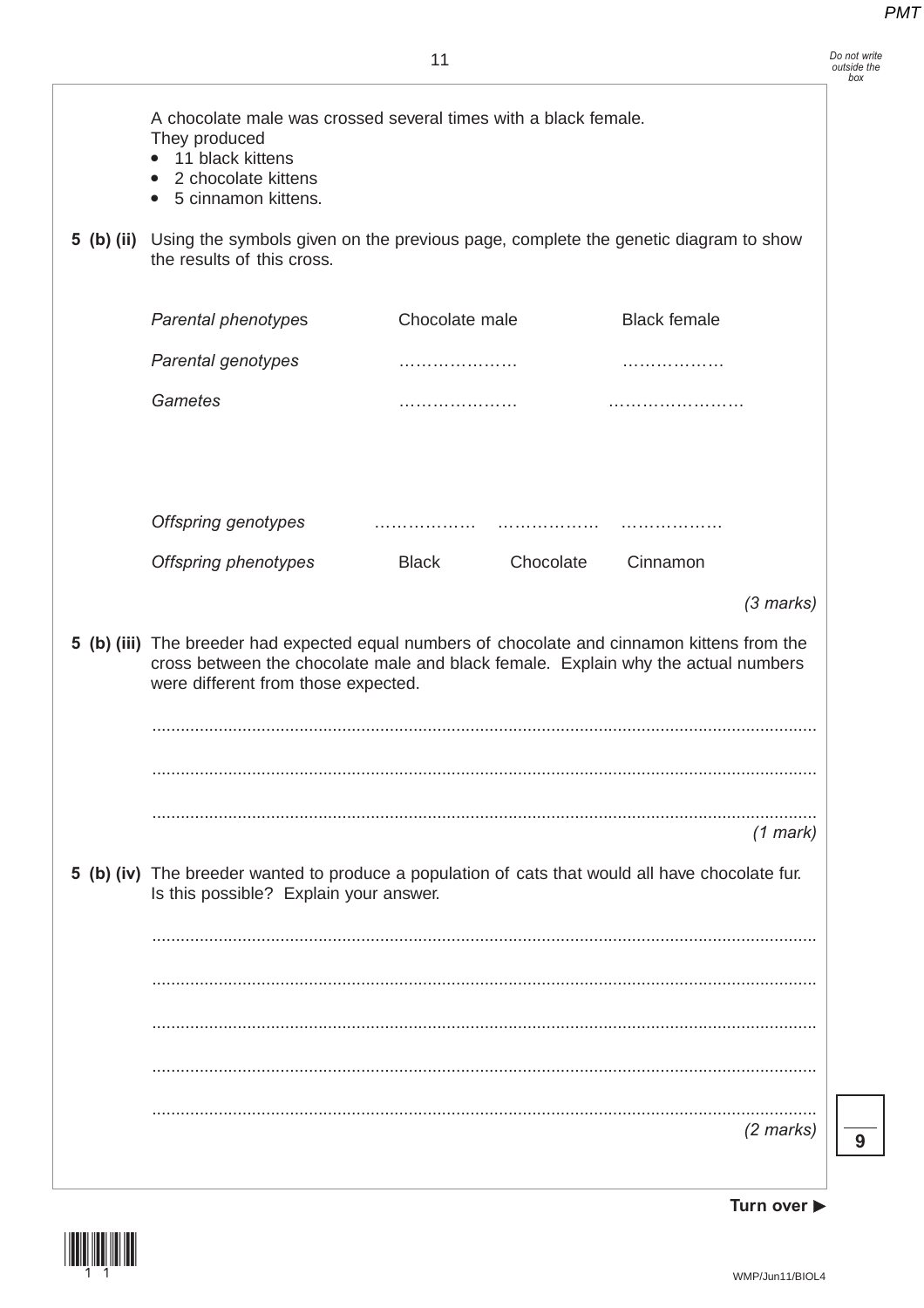A chocolate male was crossed several times with a black female.
They produced

- 11 black kittens
- 2 chocolate kittens
- 5 cinnamon kittens.

**5 (b) (ii)** Using the symbols given on the previous page, complete the genetic diagram to show the results of this cross.

| | | | |
|---|---|---|---|
| *Parental phenotypes* | Chocolate male | | Black female |
| *Parental genotypes* | ………………… | | ……………… |
| *Gametes* | ………………… | | …………………… |
| | | | |
| *Offspring genotypes* | ……………… | ……………… | ……………… |
| *Offspring phenotypes* | Black | Chocolate | Cinnamon |

*(3 marks)*

**5 (b) (iii)** The breeder had expected equal numbers of chocolate and cinnamon kittens from the cross between the chocolate male and black female. Explain why the actual numbers were different from those expected.

.............................................................................................................................................

.............................................................................................................................................

.............................................................................................................................................

*(1 mark)*

**5 (b) (iv)** The breeder wanted to produce a population of cats that would all have chocolate fur. Is this possible? Explain your answer.

.............................................................................................................................................

.............................................................................................................................................

.............................................................................................................................................

.............................................................................................................................................

.............................................................................................................................................

*(2 marks)*

**Turn over ▶**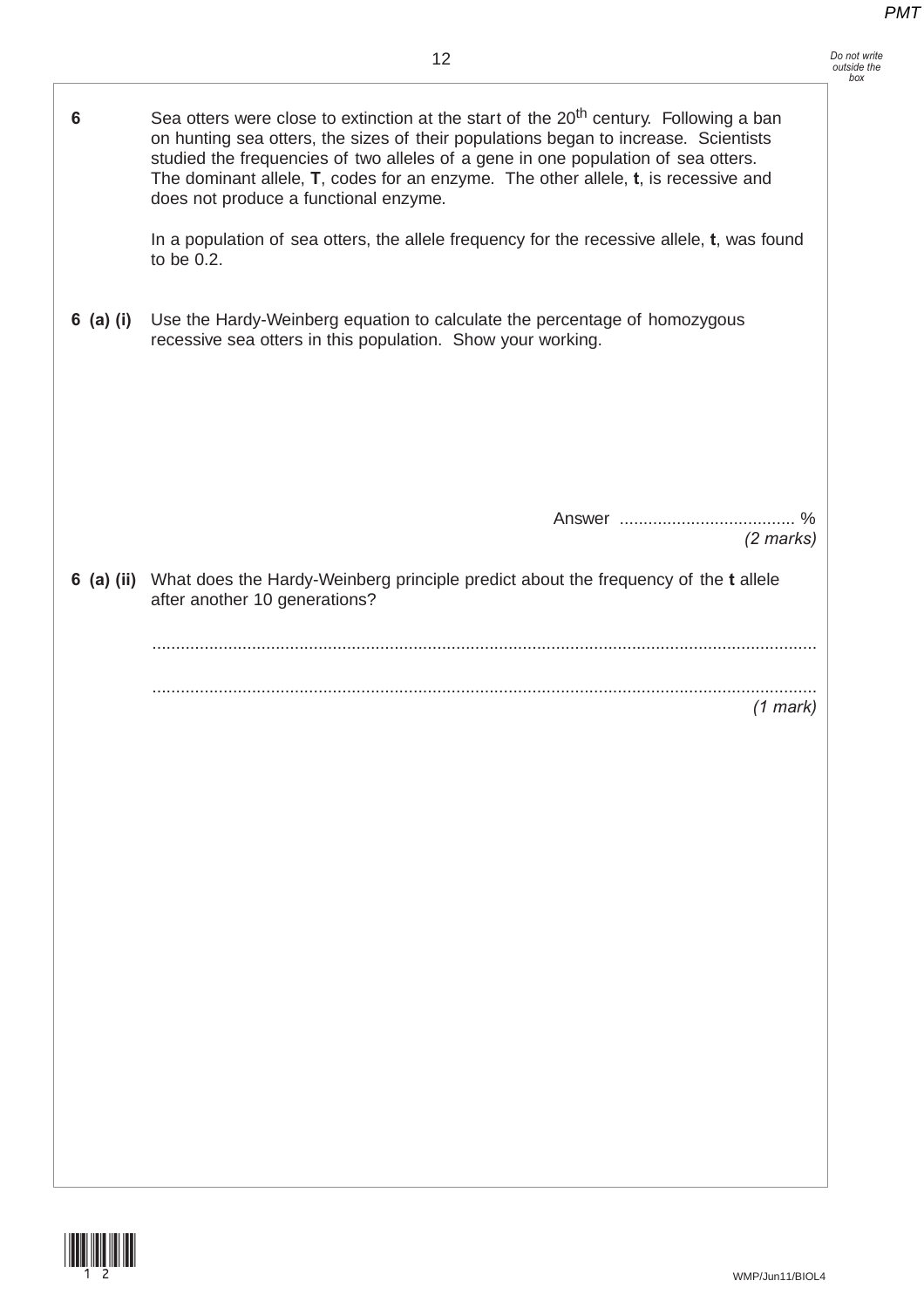**6** Sea otters were close to extinction at the start of the $20^{th}$ century. Following a ban on hunting sea otters, the sizes of their populations began to increase. Scientists studied the frequencies of two alleles of a gene in one population of sea otters. The dominant allele, **T**, codes for an enzyme. The other allele, **t**, is recessive and does not produce a functional enzyme.

In a population of sea otters, the allele frequency for the recessive allele, **t**, was found to be 0.2.

**6 (a) (i)** Use the Hardy-Weinberg equation to calculate the percentage of homozygous recessive sea otters in this population. Show your working.

Answer ..................................... %

*(2 marks)*

**6 (a) (ii)** What does the Hardy-Weinberg principle predict about the frequency of the **t** allele after another 10 generations?

.............................................................................................................................................

.............................................................................................................................................

*(1 mark)*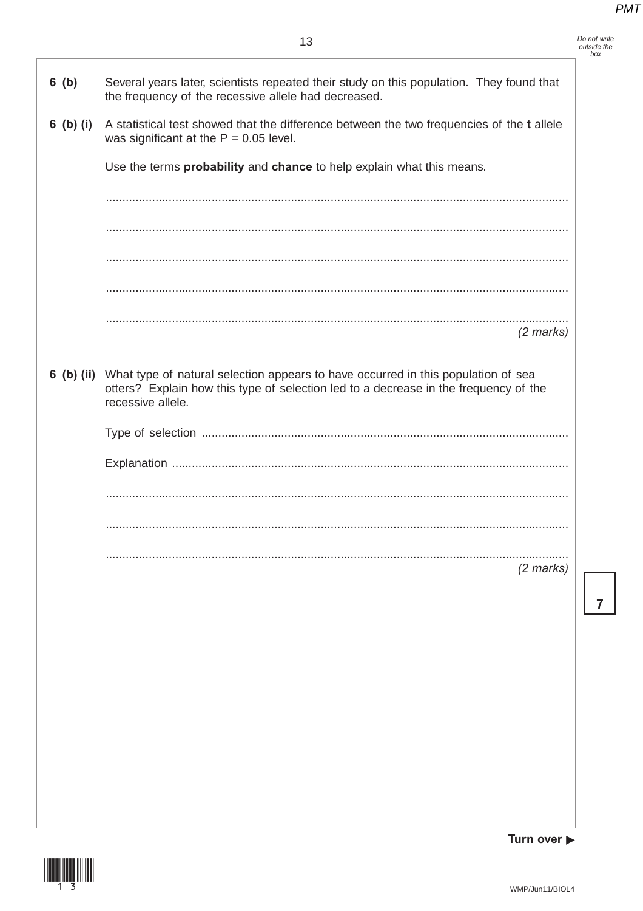**6 (b)** Several years later, scientists repeated their study on this population. They found that the frequency of the recessive allele had decreased.

**6 (b) (i)** A statistical test showed that the difference between the two frequencies of the **t** allele was significant at the P = 0.05 level.

Use the terms **probability** and **chance** to help explain what this means.

.............................................................................................................................................

.............................................................................................................................................

.............................................................................................................................................

.............................................................................................................................................

.............................................................................................................................................

*(2 marks)*

**6 (b) (ii)** What type of natural selection appears to have occurred in this population of sea otters? Explain how this type of selection led to a decrease in the frequency of the recessive allele.

Type of selection .............................................................................................................

Explanation ......................................................................................................................

.............................................................................................................................................

.............................................................................................................................................

.............................................................................................................................................

*(2 marks)*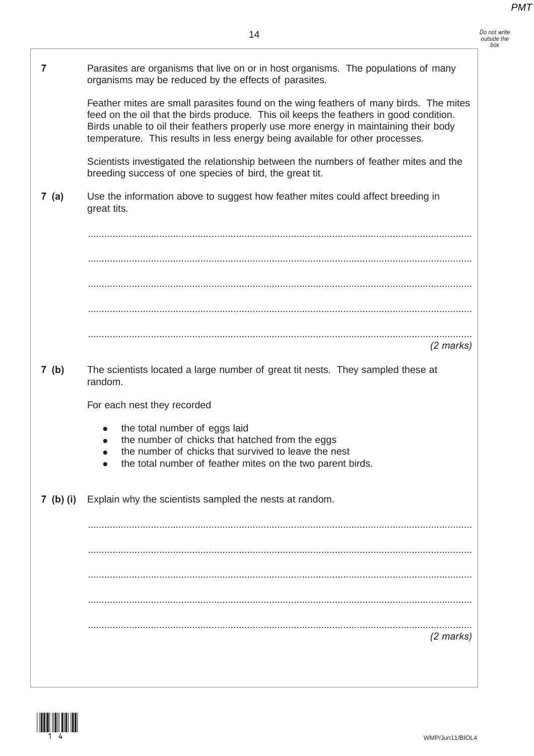**7** Parasites are organisms that live on or in host organisms. The populations of many organisms may be reduced by the effects of parasites.

Feather mites are small parasites found on the wing feathers of many birds. The mites feed on the oil that the birds produce. This oil keeps the feathers in good condition. Birds unable to oil their feathers properly use more energy in maintaining their body temperature. This results in less energy being available for other processes.

Scientists investigated the relationship between the numbers of feather mites and the breeding success of one species of bird, the great tit.

**7 (a)** Use the information above to suggest how feather mites could affect breeding in great tits.

.............................................................................................................................................

.............................................................................................................................................

.............................................................................................................................................

.............................................................................................................................................

.............................................................................................................................................

*(2 marks)*

**7 (b)** The scientists located a large number of great tit nests. They sampled these at random.

For each nest they recorded

- the total number of eggs laid
- the number of chicks that hatched from the eggs
- the number of chicks that survived to leave the nest
- the total number of feather mites on the two parent birds.

**7 (b) (i)** Explain why the scientists sampled the nests at random.

.............................................................................................................................................

.............................................................................................................................................

.............................................................................................................................................

.............................................................................................................................................

.............................................................................................................................................

*(2 marks)*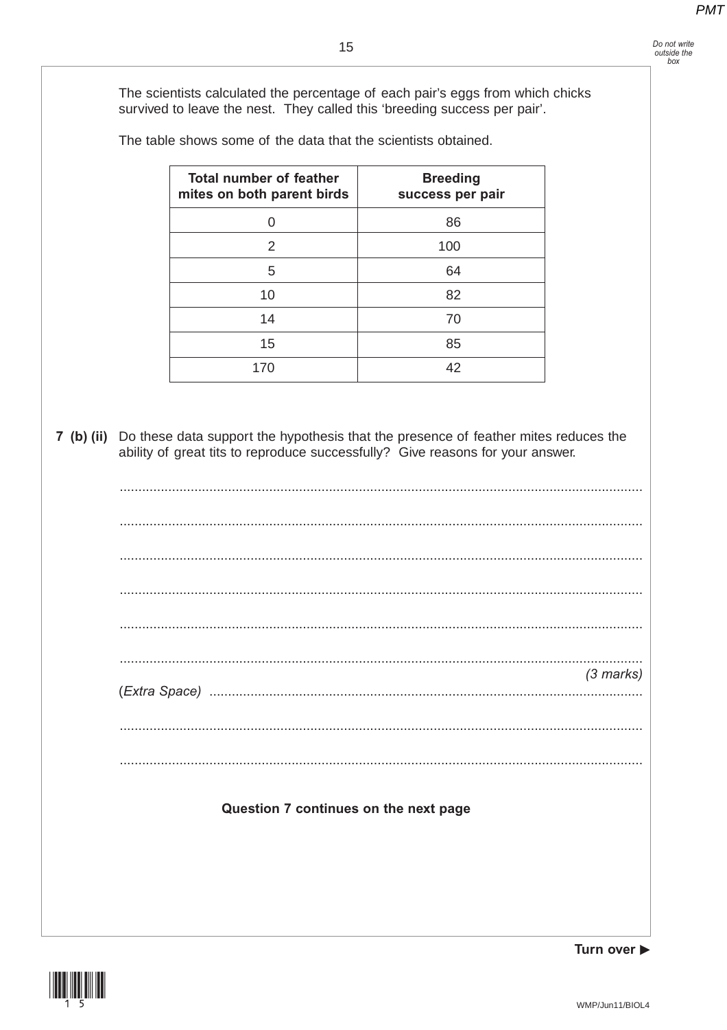The scientists calculated the percentage of each pair's eggs from which chicks survived to leave the nest. They called this 'breeding success per pair'.

The table shows some of the data that the scientists obtained.

| Total number of feather mites on both parent birds | Breeding success per pair |
|---|---|
| 0 | 86 |
| 2 | 100 |
| 5 | 64 |
| 10 | 82 |
| 14 | 70 |
| 15 | 85 |
| 170 | 42 |

**7 (b) (ii)** Do these data support the hypothesis that the presence of feather mites reduces the ability of great tits to reproduce successfully? Give reasons for your answer.

..........................................................................................................................................

..........................................................................................................................................

..........................................................................................................................................

..........................................................................................................................................

..........................................................................................................................................

..........................................................................................................................................

*(3 marks)*

(*Extra Space*) ..................................................................................................................

..........................................................................................................................................

..........................................................................................................................................

**Question 7 continues on the next page**

**Turn over ▶**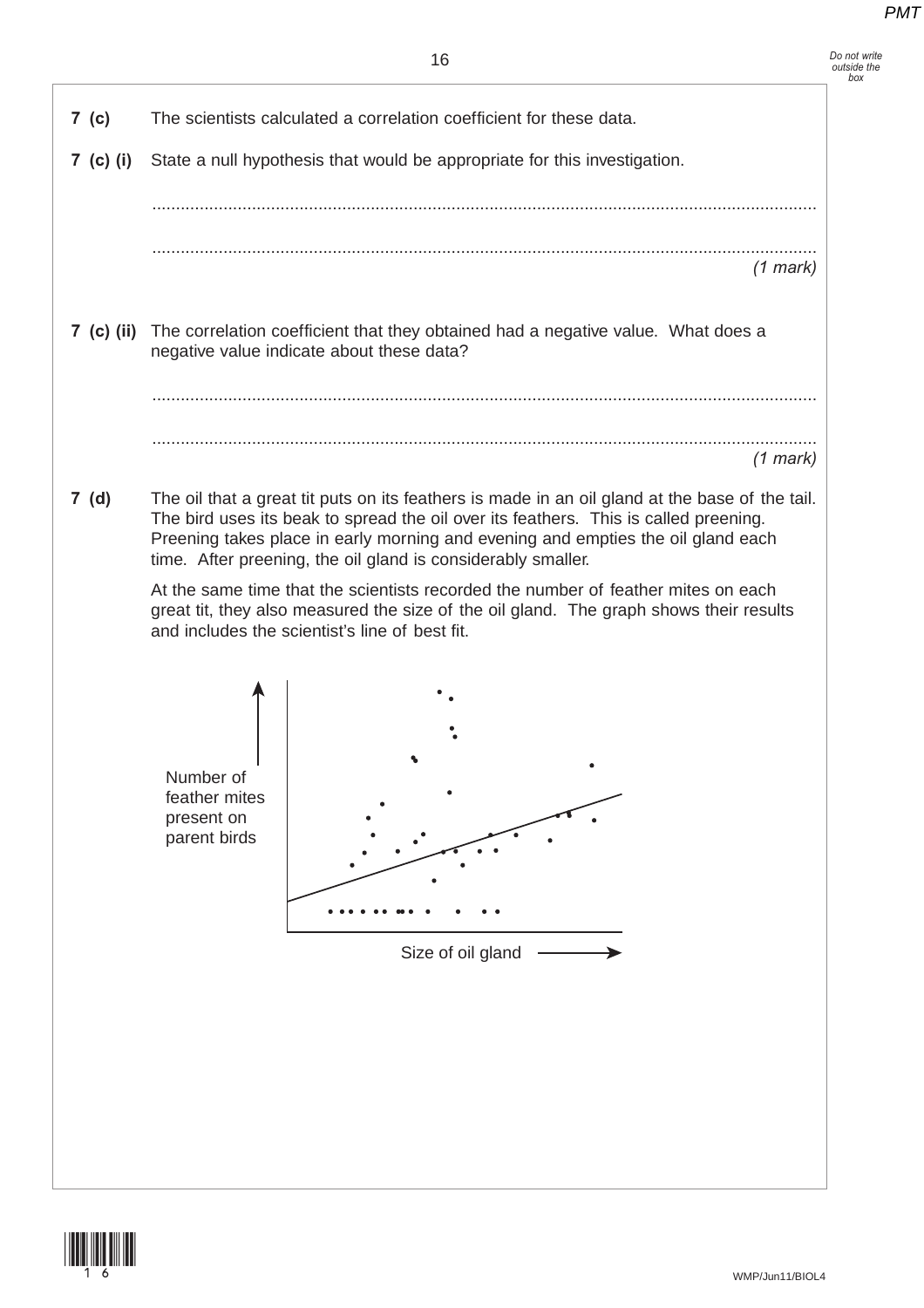**7 (c)** The scientists calculated a correlation coefficient for these data.

**7 (c) (i)** State a null hypothesis that would be appropriate for this investigation.

............................................................................................................................................

............................................................................................................................................

*(1 mark)*

**7 (c) (ii)** The correlation coefficient that they obtained had a negative value. What does a negative value indicate about these data?

............................................................................................................................................

............................................................................................................................................

*(1 mark)*

**7 (d)** The oil that a great tit puts on its feathers is made in an oil gland at the base of the tail. The bird uses its beak to spread the oil over its feathers. This is called preening. Preening takes place in early morning and evening and empties the oil gland each time. After preening, the oil gland is considerably smaller.

At the same time that the scientists recorded the number of feather mites on each great tit, they also measured the size of the oil gland. The graph shows their results and includes the scientist's line of best fit.

Number of feather mites present on parent birds

Size of oil gland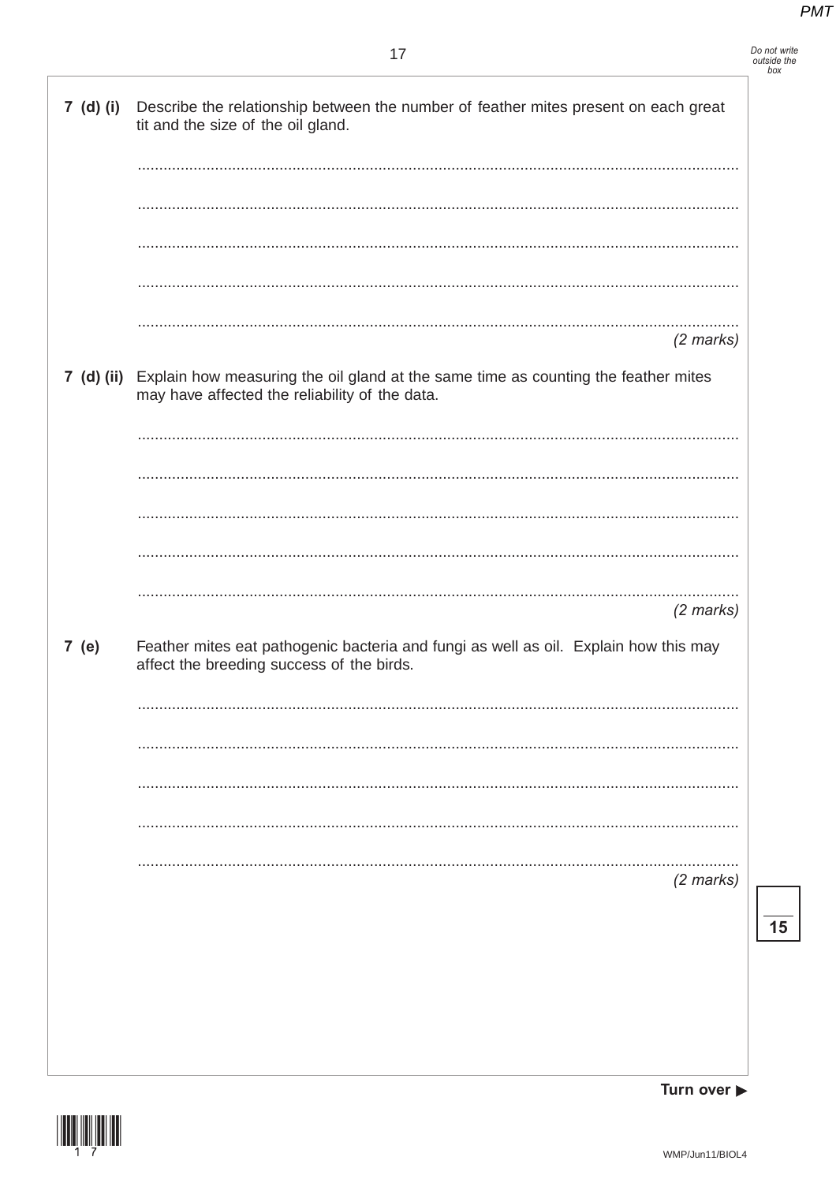**7 (d) (i)** Describe the relationship between the number of feather mites present on each great tit and the size of the oil gland.

.............................................................................................................................................

.............................................................................................................................................

.............................................................................................................................................

.............................................................................................................................................

.............................................................................................................................................

*(2 marks)*

**7 (d) (ii)** Explain how measuring the oil gland at the same time as counting the feather mites may have affected the reliability of the data.

.............................................................................................................................................

.............................................................................................................................................

.............................................................................................................................................

.............................................................................................................................................

.............................................................................................................................................

*(2 marks)*

**7 (e)** Feather mites eat pathogenic bacteria and fungi as well as oil. Explain how this may affect the breeding success of the birds.

.............................................................................................................................................

.............................................................................................................................................

.............................................................................................................................................

.............................................................................................................................................

.............................................................................................................................................

*(2 marks)*

15

**Turn over ▶**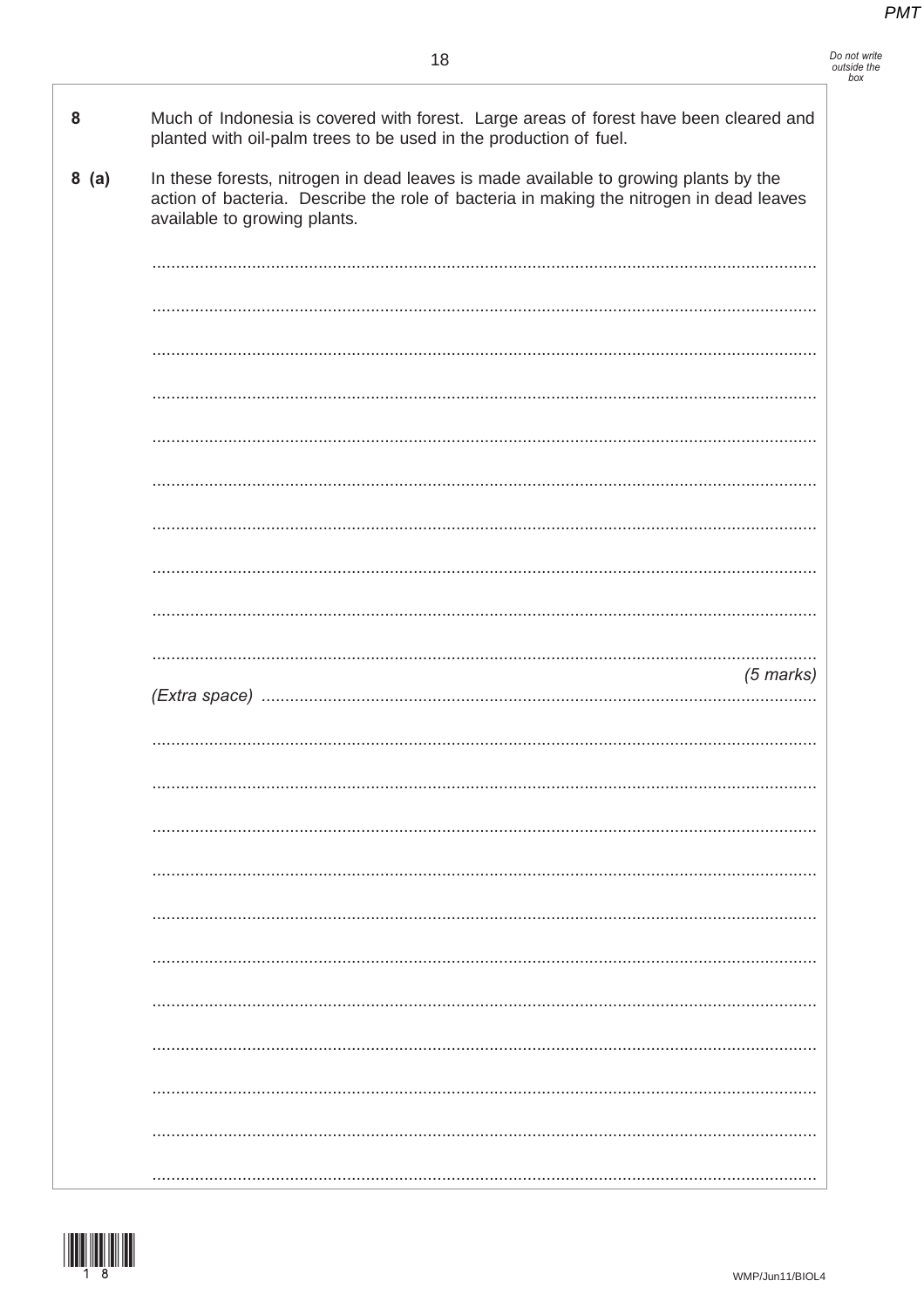**8** Much of Indonesia is covered with forest. Large areas of forest have been cleared and planted with oil-palm trees to be used in the production of fuel.

**8 (a)** In these forests, nitrogen in dead leaves is made available to growing plants by the action of bacteria. Describe the role of bacteria in making the nitrogen in dead leaves available to growing plants.

.......................................................................................................................................

.......................................................................................................................................

.......................................................................................................................................

.......................................................................................................................................

.......................................................................................................................................

.......................................................................................................................................

.......................................................................................................................................

.......................................................................................................................................

.......................................................................................................................................

.......................................................................................................................................

*(5 marks)*

*(Extra space)* ..........................................................................................................................

.......................................................................................................................................

.......................................................................................................................................

.......................................................................................................................................

.......................................................................................................................................

.......................................................................................................................................

.......................................................................................................................................

.......................................................................................................................................

.......................................................................................................................................

.......................................................................................................................................

.......................................................................................................................................

.......................................................................................................................................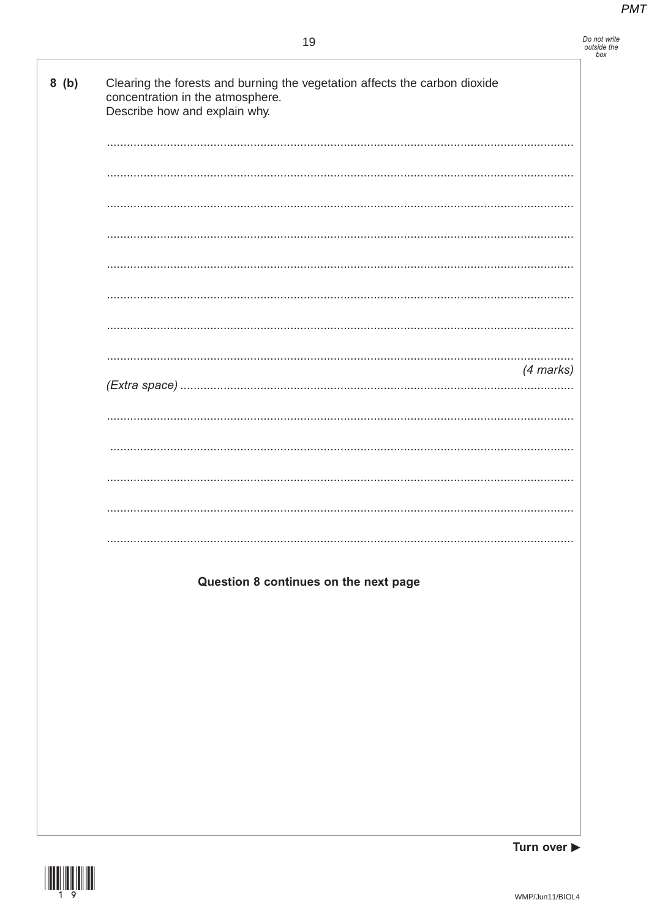**8 (b)** Clearing the forests and burning the vegetation affects the carbon dioxide concentration in the atmosphere.
Describe how and explain why.

.............................................................................................................................................

.............................................................................................................................................

.............................................................................................................................................

.............................................................................................................................................

.............................................................................................................................................

.............................................................................................................................................

.............................................................................................................................................

.............................................................................................................................................

*(4 marks)*

*(Extra space)* .............................................................................................................

.............................................................................................................................................

.............................................................................................................................................

.............................................................................................................................................

.............................................................................................................................................

.............................................................................................................................................

**Question 8 continues on the next page**

**Turn over ▶**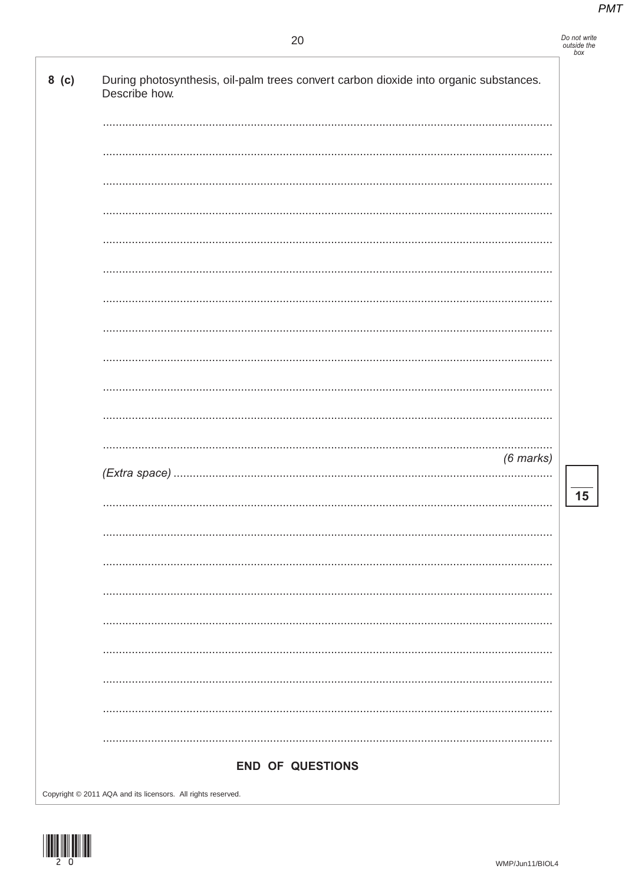**8 (c)** During photosynthesis, oil-palm trees convert carbon dioxide into organic substances. Describe how.

........................................................................................................................................

........................................................................................................................................

........................................................................................................................................

........................................................................................................................................

........................................................................................................................................

........................................................................................................................................

........................................................................................................................................

........................................................................................................................................

........................................................................................................................................

........................................................................................................................................

........................................................................................................................................

........................................................................................................................................

*(6 marks)*

*(Extra space)* ................................................................................................................

........................................................................................................................................

........................................................................................................................................

........................................................................................................................................

........................................................................................................................................

........................................................................................................................................

........................................................................................................................................

........................................................................................................................................

........................................................................................................................................

........................................................................................................................................

**END OF QUESTIONS**

Copyright © 2011 AQA and its licensors. All rights reserved.